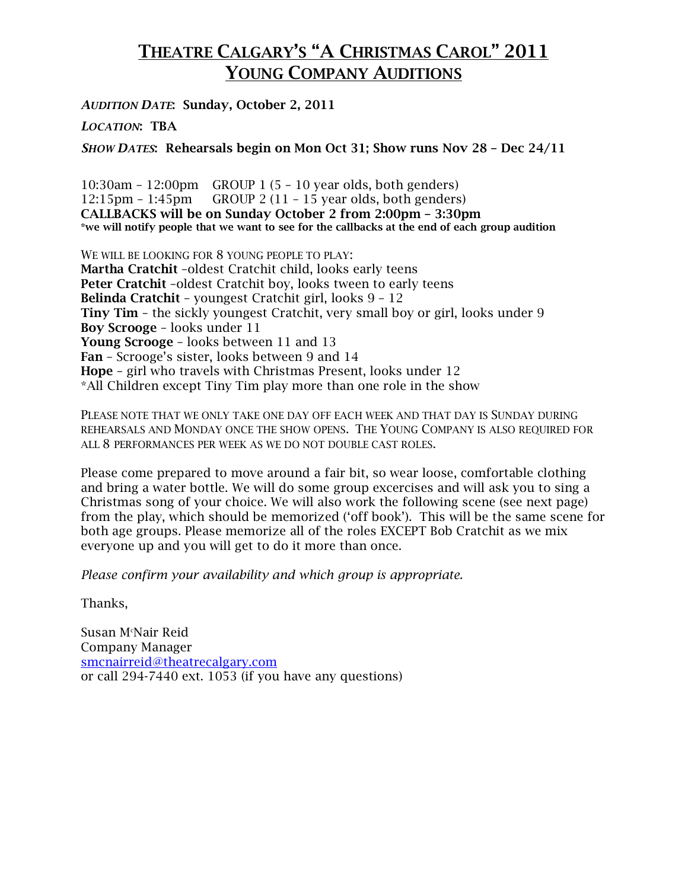# THEATRE CALGARY'S "A CHRISTMAS CAROL" 2011
## YOUNG COMPANY AUDITIONS

*AUDITION DATE*: **Sunday, October 2, 2011**

*LOCATION*: **TBA**

*SHOW DATES*: **Rehearsals begin on Mon Oct 31; Show runs Nov 28 – Dec 24/11**

10:30am – 12:00pm GROUP 1 (5 – 10 year olds, both genders)
12:15pm – 1:45pm GROUP 2 (11 – 15 year olds, both genders)
**CALLBACKS will be on Sunday October 2 from 2:00pm – 3:30pm**
**\*we will notify people that we want to see for the callbacks at the end of each group audition**

WE WILL BE LOOKING FOR 8 YOUNG PEOPLE TO PLAY:
**Martha Cratchit** –oldest Cratchit child, looks early teens
**Peter Cratchit** –oldest Cratchit boy, looks tween to early teens
**Belinda Cratchit** – youngest Cratchit girl, looks 9 – 12
**Tiny Tim** – the sickly youngest Cratchit, very small boy or girl, looks under 9
**Boy Scrooge** – looks under 11
**Young Scrooge** – looks between 11 and 13
**Fan** – Scrooge's sister, looks between 9 and 14
**Hope** – girl who travels with Christmas Present, looks under 12
*All Children except Tiny Tim play more than one role in the show

PLEASE NOTE THAT WE ONLY TAKE ONE DAY OFF EACH WEEK AND THAT DAY IS SUNDAY DURING REHEARSALS AND MONDAY ONCE THE SHOW OPENS. THE YOUNG COMPANY IS ALSO REQUIRED FOR ALL 8 PERFORMANCES PER WEEK AS WE DO NOT DOUBLE CAST ROLES.

Please come prepared to move around a fair bit, so wear loose, comfortable clothing and bring a water bottle. We will do some group excercises and will ask you to sing a Christmas song of your choice. We will also work the following scene (see next page) from the play, which should be memorized ('off book'). This will be the same scene for both age groups. Please memorize all of the roles EXCEPT Bob Cratchit as we mix everyone up and you will get to do it more than once.

*Please confirm your availability and which group is appropriate.*

Thanks,

Susan McNair Reid
Company Manager
smcnairreid@theatrecalgary.com
or call 294-7440 ext. 1053 (if you have any questions)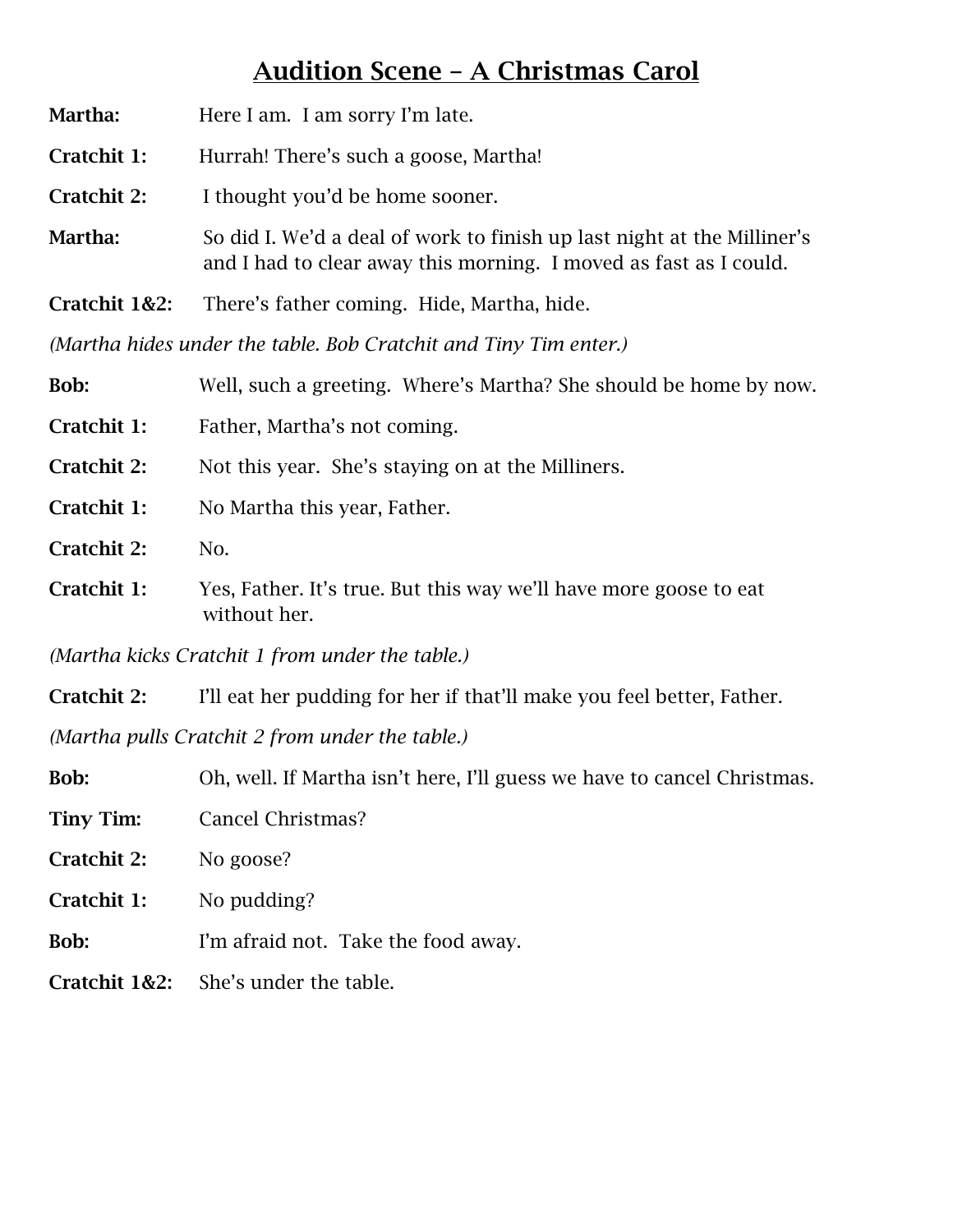# Audition Scene – A Christmas Carol

**Martha:** Here I am. I am sorry I'm late.

**Cratchit 1:** Hurrah! There's such a goose, Martha!

**Cratchit 2:** I thought you'd be home sooner.

**Martha:** So did I. We'd a deal of work to finish up last night at the Milliner's and I had to clear away this morning. I moved as fast as I could.

**Cratchit 1&2:** There's father coming. Hide, Martha, hide.

*(Martha hides under the table. Bob Cratchit and Tiny Tim enter.)*

**Bob:** Well, such a greeting. Where's Martha? She should be home by now.

**Cratchit 1:** Father, Martha's not coming.

**Cratchit 2:** Not this year. She's staying on at the Milliners.

**Cratchit 1:** No Martha this year, Father.

**Cratchit 2:** No.

**Cratchit 1:** Yes, Father. It's true. But this way we'll have more goose to eat without her.

*(Martha kicks Cratchit 1 from under the table.)*

**Cratchit 2:** I'll eat her pudding for her if that'll make you feel better, Father.

*(Martha pulls Cratchit 2 from under the table.)*

**Bob:** Oh, well. If Martha isn't here, I'll guess we have to cancel Christmas.

**Tiny Tim:** Cancel Christmas?

**Cratchit 2:** No goose?

**Cratchit 1:** No pudding?

**Bob:** I'm afraid not. Take the food away.

**Cratchit 1&2:** She's under the table.